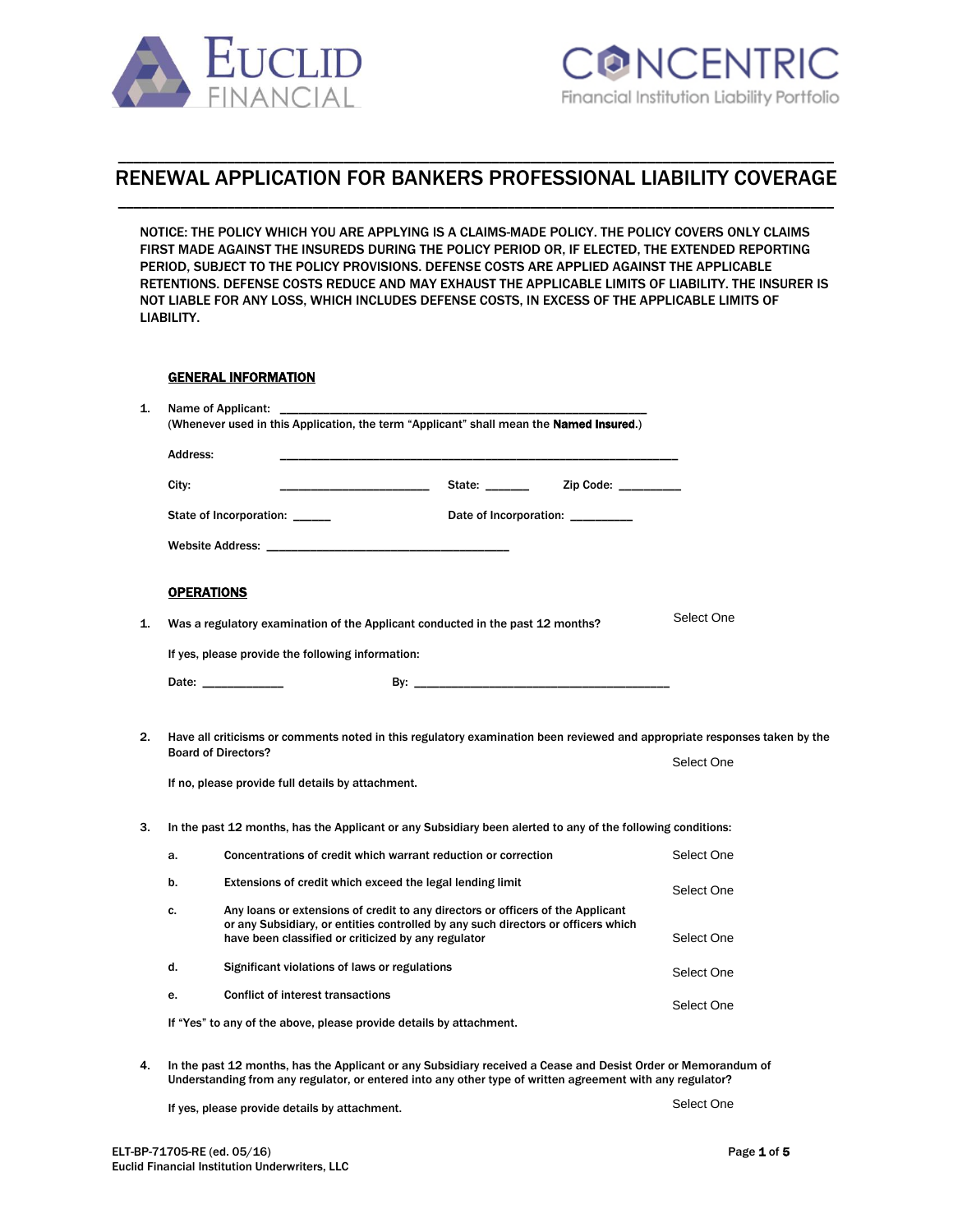EUCLID FINANCIAL

CONCENTRIC Financial Institution Liability Portfolio

# RENEWAL APPLICATION FOR BANKERS PROFESSIONAL LIABILITY COVERAGE

NOTICE: THE POLICY WHICH YOU ARE APPLYING IS A CLAIMS-MADE POLICY. THE POLICY COVERS ONLY CLAIMS FIRST MADE AGAINST THE INSUREDS DURING THE POLICY PERIOD OR, IF ELECTED, THE EXTENDED REPORTING PERIOD, SUBJECT TO THE POLICY PROVISIONS. DEFENSE COSTS ARE APPLIED AGAINST THE APPLICABLE RETENTIONS. DEFENSE COSTS REDUCE AND MAY EXHAUST THE APPLICABLE LIMITS OF LIABILITY. THE INSURER IS NOT LIABLE FOR ANY LOSS, WHICH INCLUDES DEFENSE COSTS, IN EXCESS OF THE APPLICABLE LIMITS OF LIABILITY.

## GENERAL INFORMATION

1. Name of Applicant: ________________________________________________
   (Whenever used in this Application, the term "Applicant" shall mean the **Named Insured**.)

   Address: ________________________________________________

   City: ______________________ State: ______ Zip Code: _________

   State of Incorporation: ______ Date of Incorporation: _________

   Website Address: ____________________________________

## OPERATIONS

1. Was a regulatory examination of the Applicant conducted in the past 12 months? Select One

   If yes, please provide the following information:

   Date: ____________ By: ______________________________________

2. Have all criticisms or comments noted in this regulatory examination been reviewed and appropriate responses taken by the Board of Directors? Select One

   If no, please provide full details by attachment.

3. In the past 12 months, has the Applicant or any Subsidiary been alerted to any of the following conditions:

   a. Concentrations of credit which warrant reduction or correction Select One

   b. Extensions of credit which exceed the legal lending limit Select One

   c. Any loans or extensions of credit to any directors or officers of the Applicant or any Subsidiary, or entities controlled by any such directors or officers which have been classified or criticized by any regulator Select One

   d. Significant violations of laws or regulations Select One

   e. Conflict of interest transactions Select One

   If "Yes" to any of the above, please provide details by attachment.

4. In the past 12 months, has the Applicant or any Subsidiary received a Cease and Desist Order or Memorandum of Understanding from any regulator, or entered into any other type of written agreement with any regulator? Select One

   If yes, please provide details by attachment.

ELT-BP-71705-RE (ed. 05/16)
Euclid Financial Institution Underwriters, LLC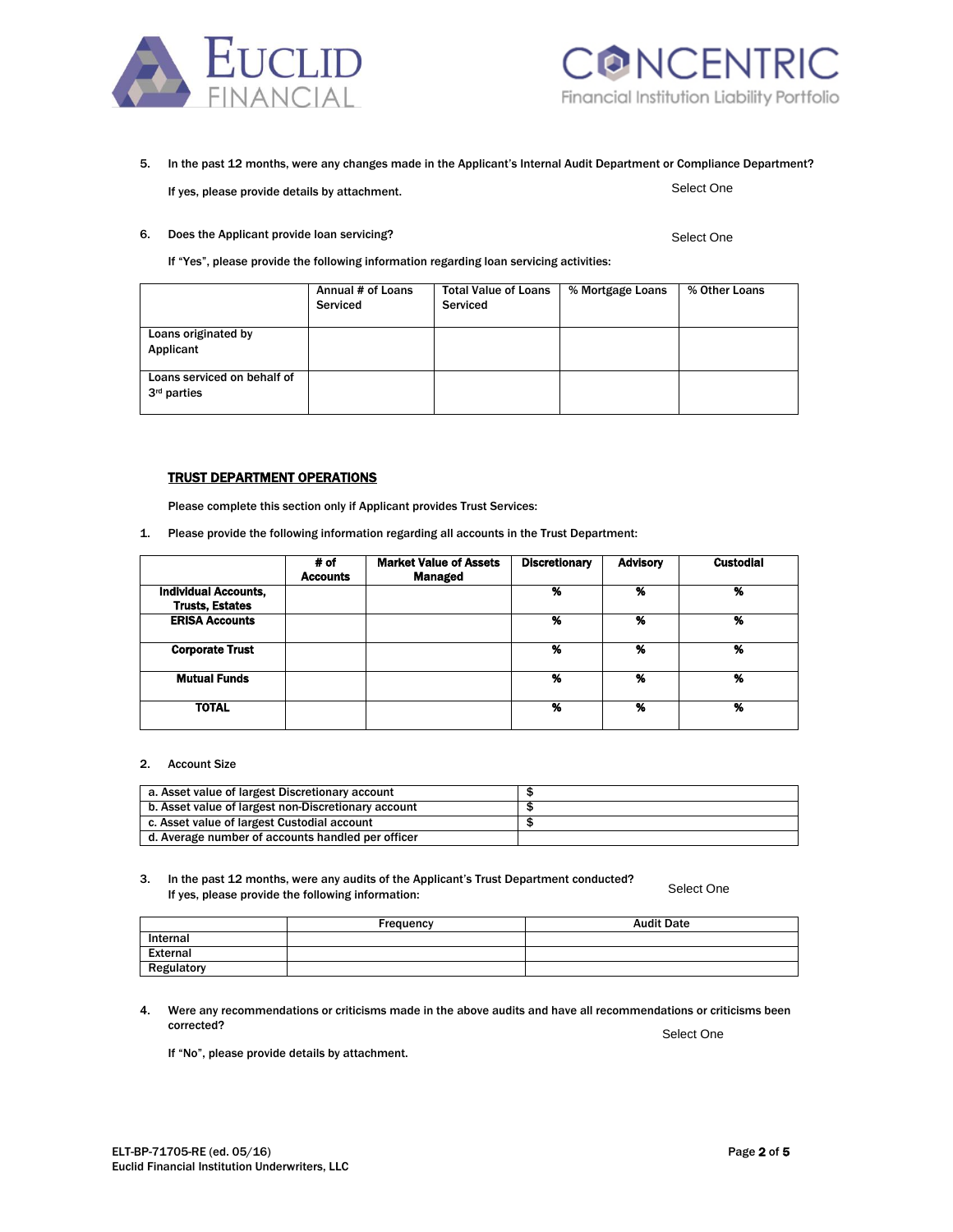5. In the past 12 months, were any changes made in the Applicant's Internal Audit Department or Compliance Department?

   If yes, please provide details by attachment. Select One

6. Does the Applicant provide loan servicing? Select One

   If "Yes", please provide the following information regarding loan servicing activities:

| | Annual # of Loans Serviced | Total Value of Loans Serviced | % Mortgage Loans | % Other Loans |
|---|---|---|---|---|
| Loans originated by Applicant | | | | |
| Loans serviced on behalf of 3rd parties | | | | |

## TRUST DEPARTMENT OPERATIONS

Please complete this section only if Applicant provides Trust Services:

1. Please provide the following information regarding all accounts in the Trust Department:

| | # of Accounts | Market Value of Assets Managed | Discretionary | Advisory | Custodial |
|---|---|---|---|---|---|
| **Individual Accounts, Trusts, Estates** | | | % | % | % |
| **ERISA Accounts** | | | % | % | % |
| **Corporate Trust** | | | % | % | % |
| **Mutual Funds** | | | % | % | % |
| **TOTAL** | | | % | % | % |

2. Account Size

| | |
|---|---|
| a. Asset value of largest Discretionary account | $ |
| b. Asset value of largest non-Discretionary account | $ |
| c. Asset value of largest Custodial account | $ |
| d. Average number of accounts handled per officer | |

3. In the past 12 months, were any audits of the Applicant's Trust Department conducted? Select One

   If yes, please provide the following information:

| | Frequency | Audit Date |
|---|---|---|
| Internal | | |
| External | | |
| Regulatory | | |

4. Were any recommendations or criticisms made in the above audits and have all recommendations or criticisms been corrected? Select One

   If "No", please provide details by attachment.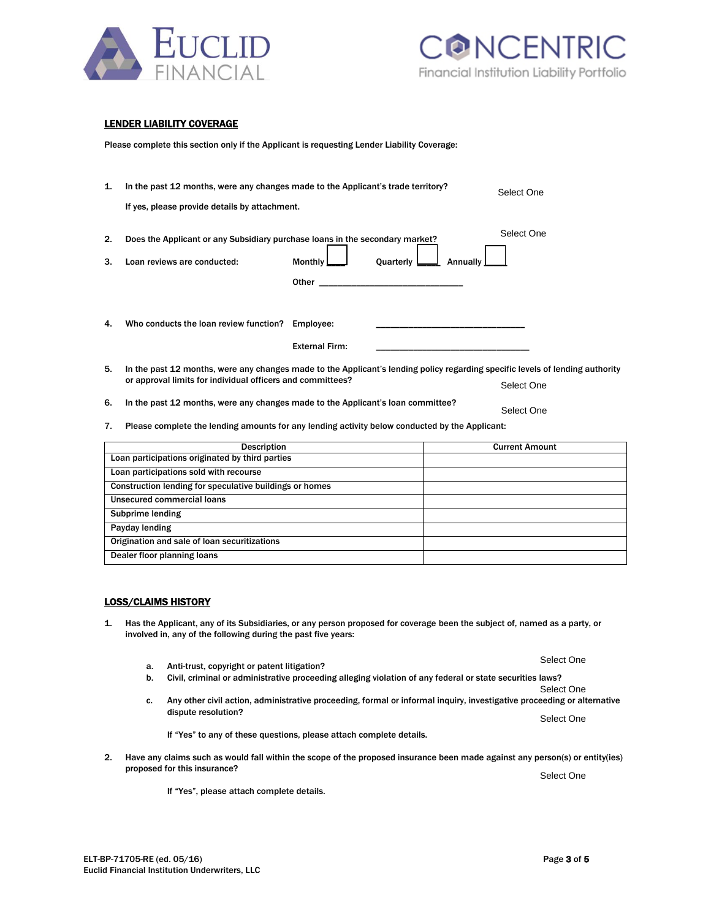## LENDER LIABILITY COVERAGE

Please complete this section only if the Applicant is requesting Lender Liability Coverage:

1. In the past 12 months, were any changes made to the Applicant's trade territory? Select One

   If yes, please provide details by attachment.

2. Does the Applicant or any Subsidiary purchase loans in the secondary market? Select One

3. Loan reviews are conducted: Monthly ☐ Quarterly ☐ Annually ☐

   Other ______________________________

4. Who conducts the loan review function? Employee: ______________________________

   External Firm: ______________________________

5. In the past 12 months, were any changes made to the Applicant's lending policy regarding specific levels of lending authority or approval limits for individual officers and committees? Select One

6. In the past 12 months, were any changes made to the Applicant's loan committee? Select One

7. Please complete the lending amounts for any lending activity below conducted by the Applicant:

| Description | Current Amount |
|---|---|
| Loan participations originated by third parties | |
| Loan participations sold with recourse | |
| Construction lending for speculative buildings or homes | |
| Unsecured commercial loans | |
| Subprime lending | |
| Payday lending | |
| Origination and sale of loan securitizations | |
| Dealer floor planning loans | |

## LOSS/CLAIMS HISTORY

1. Has the Applicant, any of its Subsidiaries, or any person proposed for coverage been the subject of, named as a party, or involved in, any of the following during the past five years:

   a. Anti-trust, copyright or patent litigation? Select One

   b. Civil, criminal or administrative proceeding alleging violation of any federal or state securities laws? Select One

   c. Any other civil action, administrative proceeding, formal or informal inquiry, investigative proceeding or alternative dispute resolution? Select One

   If "Yes" to any of these questions, please attach complete details.

2. Have any claims such as would fall within the scope of the proposed insurance been made against any person(s) or entity(ies) proposed for this insurance? Select One

   If "Yes", please attach complete details.

ELT-BP-71705-RE (ed. 05/16)
Euclid Financial Institution Underwriters, LLC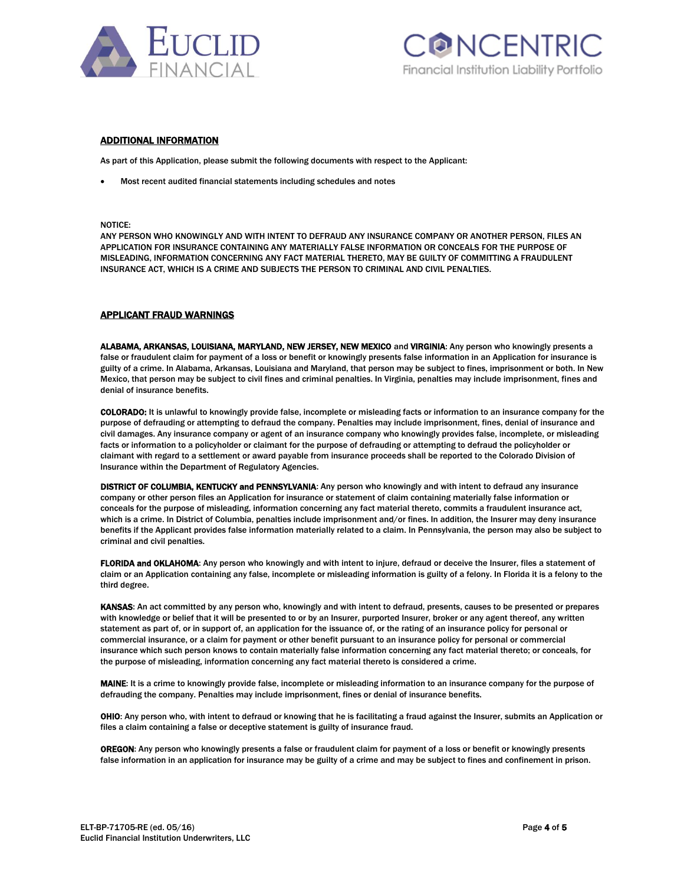## ADDITIONAL INFORMATION

As part of this Application, please submit the following documents with respect to the Applicant:

- Most recent audited financial statements including schedules and notes

NOTICE:
ANY PERSON WHO KNOWINGLY AND WITH INTENT TO DEFRAUD ANY INSURANCE COMPANY OR ANOTHER PERSON, FILES AN APPLICATION FOR INSURANCE CONTAINING ANY MATERIALLY FALSE INFORMATION OR CONCEALS FOR THE PURPOSE OF MISLEADING, INFORMATION CONCERNING ANY FACT MATERIAL THERETO, MAY BE GUILTY OF COMMITTING A FRAUDULENT INSURANCE ACT, WHICH IS A CRIME AND SUBJECTS THE PERSON TO CRIMINAL AND CIVIL PENALTIES.

## APPLICANT FRAUD WARNINGS

**ALABAMA, ARKANSAS, LOUISIANA, MARYLAND, NEW JERSEY, NEW MEXICO** and **VIRGINIA**: Any person who knowingly presents a false or fraudulent claim for payment of a loss or benefit or knowingly presents false information in an Application for insurance is guilty of a crime. In Alabama, Arkansas, Louisiana and Maryland, that person may be subject to fines, imprisonment or both. In New Mexico, that person may be subject to civil fines and criminal penalties. In Virginia, penalties may include imprisonment, fines and denial of insurance benefits.

**COLORADO:** It is unlawful to knowingly provide false, incomplete or misleading facts or information to an insurance company for the purpose of defrauding or attempting to defraud the company. Penalties may include imprisonment, fines, denial of insurance and civil damages. Any insurance company or agent of an insurance company who knowingly provides false, incomplete, or misleading facts or information to a policyholder or claimant for the purpose of defrauding or attempting to defraud the policyholder or claimant with regard to a settlement or award payable from insurance proceeds shall be reported to the Colorado Division of Insurance within the Department of Regulatory Agencies.

**DISTRICT OF COLUMBIA, KENTUCKY and PENNSYLVANIA**: Any person who knowingly and with intent to defraud any insurance company or other person files an Application for insurance or statement of claim containing materially false information or conceals for the purpose of misleading, information concerning any fact material thereto, commits a fraudulent insurance act, which is a crime. In District of Columbia, penalties include imprisonment and/or fines. In addition, the Insurer may deny insurance benefits if the Applicant provides false information materially related to a claim. In Pennsylvania, the person may also be subject to criminal and civil penalties.

**FLORIDA and OKLAHOMA**: Any person who knowingly and with intent to injure, defraud or deceive the Insurer, files a statement of claim or an Application containing any false, incomplete or misleading information is guilty of a felony. In Florida it is a felony to the third degree.

**KANSAS**: An act committed by any person who, knowingly and with intent to defraud, presents, causes to be presented or prepares with knowledge or belief that it will be presented to or by an Insurer, purported Insurer, broker or any agent thereof, any written statement as part of, or in support of, an application for the issuance of, or the rating of an insurance policy for personal or commercial insurance, or a claim for payment or other benefit pursuant to an insurance policy for personal or commercial insurance which such person knows to contain materially false information concerning any fact material thereto; or conceals, for the purpose of misleading, information concerning any fact material thereto is considered a crime.

**MAINE**: It is a crime to knowingly provide false, incomplete or misleading information to an insurance company for the purpose of defrauding the company. Penalties may include imprisonment, fines or denial of insurance benefits.

**OHIO**: Any person who, with intent to defraud or knowing that he is facilitating a fraud against the Insurer, submits an Application or files a claim containing a false or deceptive statement is guilty of insurance fraud.

**OREGON**: Any person who knowingly presents a false or fraudulent claim for payment of a loss or benefit or knowingly presents false information in an application for insurance may be guilty of a crime and may be subject to fines and confinement in prison.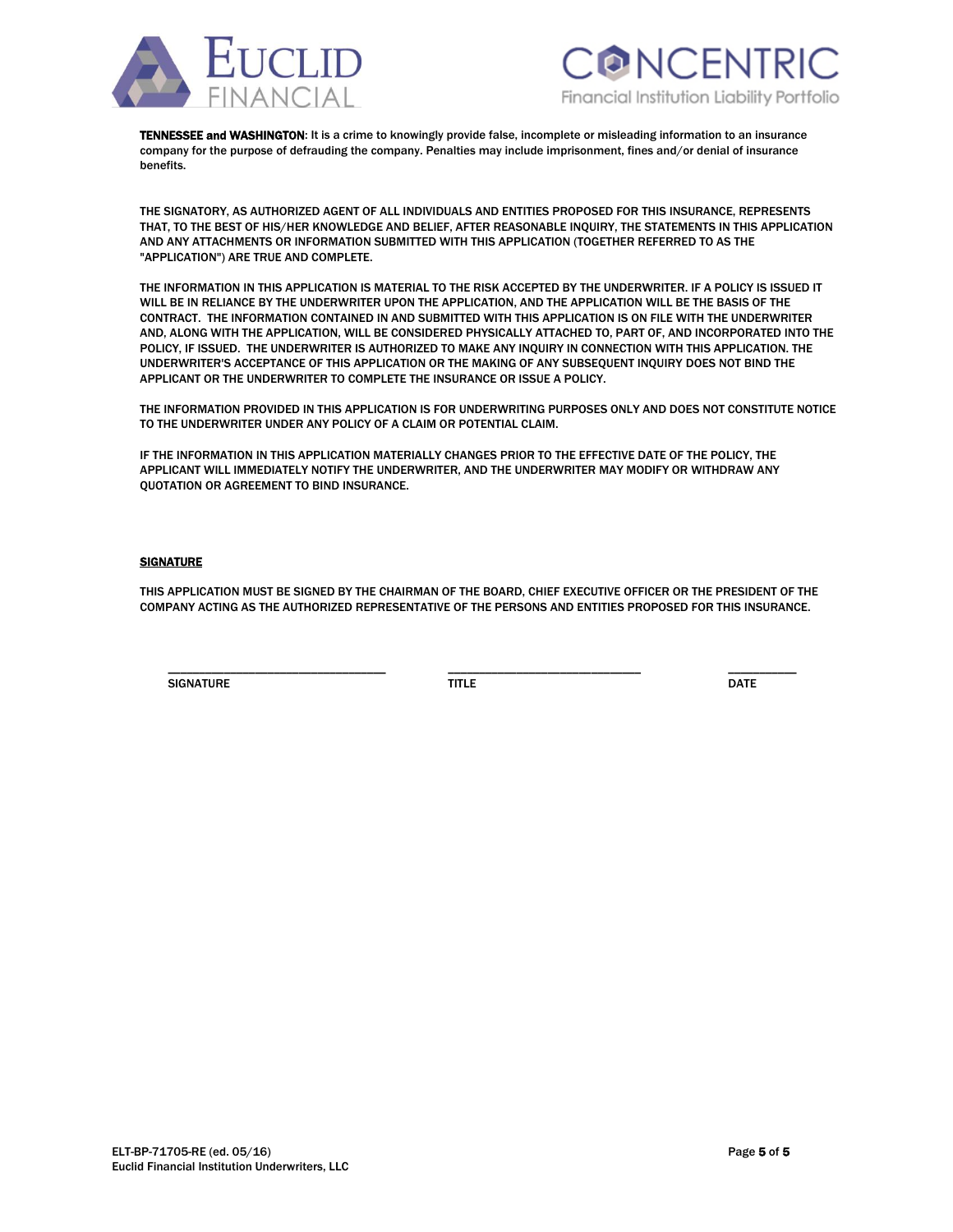**TENNESSEE and WASHINGTON**: It is a crime to knowingly provide false, incomplete or misleading information to an insurance company for the purpose of defrauding the company. Penalties may include imprisonment, fines and/or denial of insurance benefits.

THE SIGNATORY, AS AUTHORIZED AGENT OF ALL INDIVIDUALS AND ENTITIES PROPOSED FOR THIS INSURANCE, REPRESENTS THAT, TO THE BEST OF HIS/HER KNOWLEDGE AND BELIEF, AFTER REASONABLE INQUIRY, THE STATEMENTS IN THIS APPLICATION AND ANY ATTACHMENTS OR INFORMATION SUBMITTED WITH THIS APPLICATION (TOGETHER REFERRED TO AS THE "APPLICATION") ARE TRUE AND COMPLETE.

THE INFORMATION IN THIS APPLICATION IS MATERIAL TO THE RISK ACCEPTED BY THE UNDERWRITER. IF A POLICY IS ISSUED IT WILL BE IN RELIANCE BY THE UNDERWRITER UPON THE APPLICATION, AND THE APPLICATION WILL BE THE BASIS OF THE CONTRACT. THE INFORMATION CONTAINED IN AND SUBMITTED WITH THIS APPLICATION IS ON FILE WITH THE UNDERWRITER AND, ALONG WITH THE APPLICATION, WILL BE CONSIDERED PHYSICALLY ATTACHED TO, PART OF, AND INCORPORATED INTO THE POLICY, IF ISSUED. THE UNDERWRITER IS AUTHORIZED TO MAKE ANY INQUIRY IN CONNECTION WITH THIS APPLICATION. THE UNDERWRITER'S ACCEPTANCE OF THIS APPLICATION OR THE MAKING OF ANY SUBSEQUENT INQUIRY DOES NOT BIND THE APPLICANT OR THE UNDERWRITER TO COMPLETE THE INSURANCE OR ISSUE A POLICY.

THE INFORMATION PROVIDED IN THIS APPLICATION IS FOR UNDERWRITING PURPOSES ONLY AND DOES NOT CONSTITUTE NOTICE TO THE UNDERWRITER UNDER ANY POLICY OF A CLAIM OR POTENTIAL CLAIM.

IF THE INFORMATION IN THIS APPLICATION MATERIALLY CHANGES PRIOR TO THE EFFECTIVE DATE OF THE POLICY, THE APPLICANT WILL IMMEDIATELY NOTIFY THE UNDERWRITER, AND THE UNDERWRITER MAY MODIFY OR WITHDRAW ANY QUOTATION OR AGREEMENT TO BIND INSURANCE.

## SIGNATURE

THIS APPLICATION MUST BE SIGNED BY THE CHAIRMAN OF THE BOARD, CHIEF EXECUTIVE OFFICER OR THE PRESIDENT OF THE COMPANY ACTING AS THE AUTHORIZED REPRESENTATIVE OF THE PERSONS AND ENTITIES PROPOSED FOR THIS INSURANCE.

| | | |
|---|---|---|
| ______________________________ | ______________________________ | __________ |
| SIGNATURE | TITLE | DATE |

ELT-BP-71705-RE (ed. 05/16)
Euclid Financial Institution Underwriters, LLC